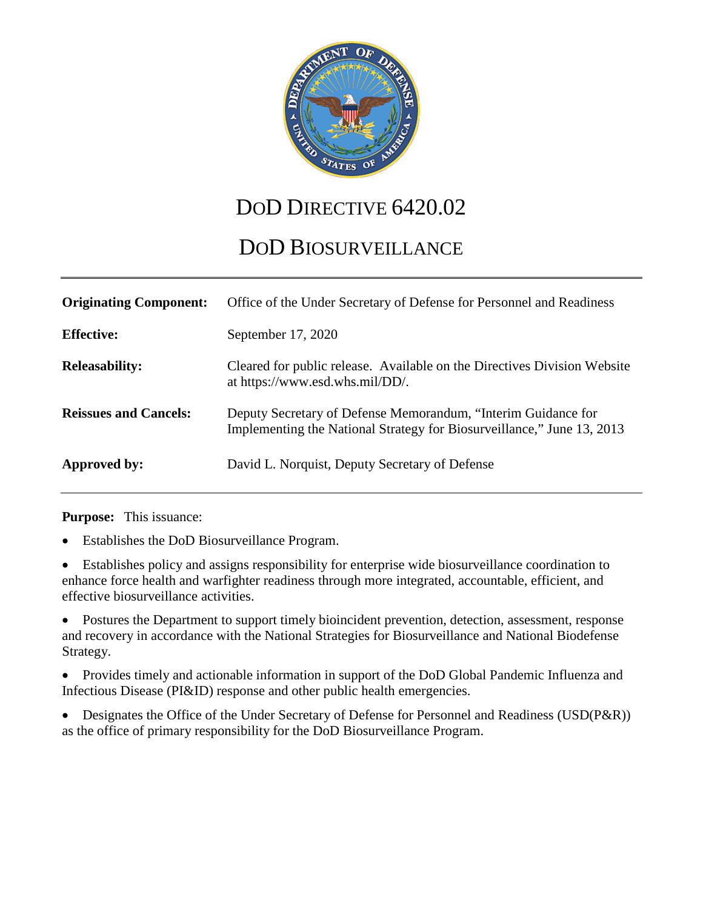# DoD Directive 6420.02

# DoD Biosurveillance

| | |
|---|---|
| **Originating Component:** | Office of the Under Secretary of Defense for Personnel and Readiness |
| **Effective:** | September 17, 2020 |
| **Releasability:** | Cleared for public release. Available on the Directives Division Website at https://www.esd.whs.mil/DD/. |
| **Reissues and Cancels:** | Deputy Secretary of Defense Memorandum, "Interim Guidance for Implementing the National Strategy for Biosurveillance," June 13, 2013 |
| **Approved by:** | David L. Norquist, Deputy Secretary of Defense |

**Purpose:** This issuance:

- Establishes the DoD Biosurveillance Program.
- Establishes policy and assigns responsibility for enterprise wide biosurveillance coordination to enhance force health and warfighter readiness through more integrated, accountable, efficient, and effective biosurveillance activities.
- Postures the Department to support timely bioincident prevention, detection, assessment, response and recovery in accordance with the National Strategies for Biosurveillance and National Biodefense Strategy.
- Provides timely and actionable information in support of the DoD Global Pandemic Influenza and Infectious Disease (PI&ID) response and other public health emergencies.
- Designates the Office of the Under Secretary of Defense for Personnel and Readiness (USD(P&R)) as the office of primary responsibility for the DoD Biosurveillance Program.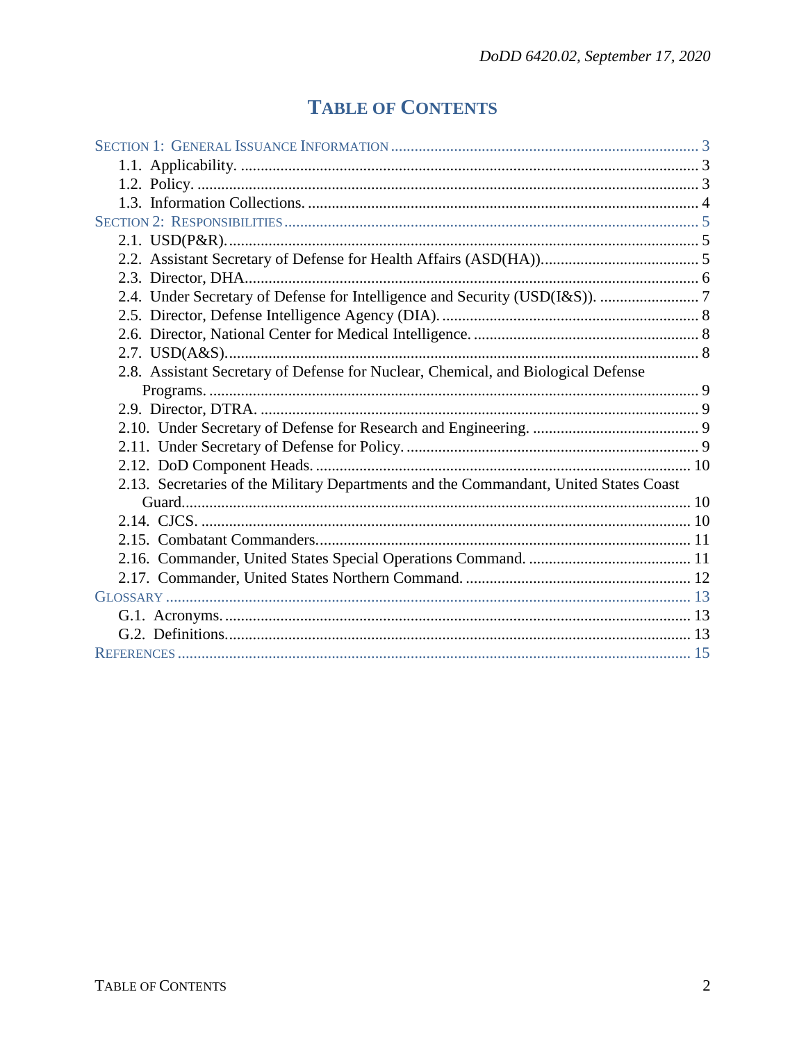# TABLE OF CONTENTS

SECTION 1: GENERAL ISSUANCE INFORMATION ... 3
- 1.1. Applicability. ... 3
- 1.2. Policy. ... 3
- 1.3. Information Collections. ... 4

SECTION 2: RESPONSIBILITIES ... 5
- 2.1. USD(P&R). ... 5
- 2.2. Assistant Secretary of Defense for Health Affairs (ASD(HA)). ... 5
- 2.3. Director, DHA. ... 6
- 2.4. Under Secretary of Defense for Intelligence and Security (USD(I&S)). ... 7
- 2.5. Director, Defense Intelligence Agency (DIA). ... 8
- 2.6. Director, National Center for Medical Intelligence. ... 8
- 2.7. USD(A&S). ... 8
- 2.8. Assistant Secretary of Defense for Nuclear, Chemical, and Biological Defense Programs. ... 9
- 2.9. Director, DTRA. ... 9
- 2.10. Under Secretary of Defense for Research and Engineering. ... 9
- 2.11. Under Secretary of Defense for Policy. ... 9
- 2.12. DoD Component Heads. ... 10
- 2.13. Secretaries of the Military Departments and the Commandant, United States Coast Guard. ... 10
- 2.14. CJCS. ... 10
- 2.15. Combatant Commanders. ... 11
- 2.16. Commander, United States Special Operations Command. ... 11
- 2.17. Commander, United States Northern Command. ... 12

GLOSSARY ... 13
- G.1. Acronyms. ... 13
- G.2. Definitions. ... 13

REFERENCES ... 15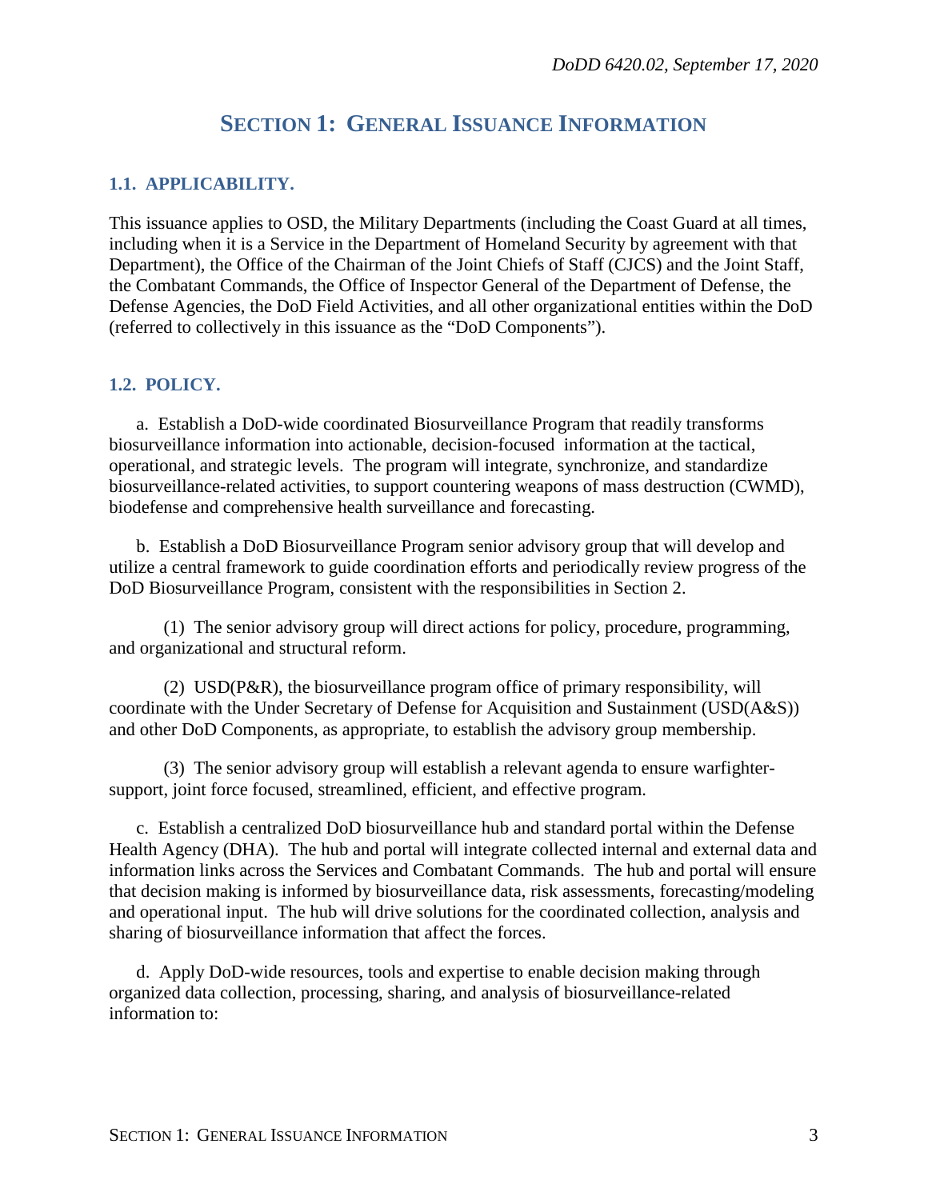# SECTION 1: GENERAL ISSUANCE INFORMATION

## 1.1. APPLICABILITY.

This issuance applies to OSD, the Military Departments (including the Coast Guard at all times, including when it is a Service in the Department of Homeland Security by agreement with that Department), the Office of the Chairman of the Joint Chiefs of Staff (CJCS) and the Joint Staff, the Combatant Commands, the Office of Inspector General of the Department of Defense, the Defense Agencies, the DoD Field Activities, and all other organizational entities within the DoD (referred to collectively in this issuance as the "DoD Components").

## 1.2. POLICY.

a. Establish a DoD-wide coordinated Biosurveillance Program that readily transforms biosurveillance information into actionable, decision-focused information at the tactical, operational, and strategic levels. The program will integrate, synchronize, and standardize biosurveillance-related activities, to support countering weapons of mass destruction (CWMD), biodefense and comprehensive health surveillance and forecasting.

b. Establish a DoD Biosurveillance Program senior advisory group that will develop and utilize a central framework to guide coordination efforts and periodically review progress of the DoD Biosurveillance Program, consistent with the responsibilities in Section 2.

(1) The senior advisory group will direct actions for policy, procedure, programming, and organizational and structural reform.

(2) USD(P&R), the biosurveillance program office of primary responsibility, will coordinate with the Under Secretary of Defense for Acquisition and Sustainment (USD(A&S)) and other DoD Components, as appropriate, to establish the advisory group membership.

(3) The senior advisory group will establish a relevant agenda to ensure warfighter-support, joint force focused, streamlined, efficient, and effective program.

c. Establish a centralized DoD biosurveillance hub and standard portal within the Defense Health Agency (DHA). The hub and portal will integrate collected internal and external data and information links across the Services and Combatant Commands. The hub and portal will ensure that decision making is informed by biosurveillance data, risk assessments, forecasting/modeling and operational input. The hub will drive solutions for the coordinated collection, analysis and sharing of biosurveillance information that affect the forces.

d. Apply DoD-wide resources, tools and expertise to enable decision making through organized data collection, processing, sharing, and analysis of biosurveillance-related information to: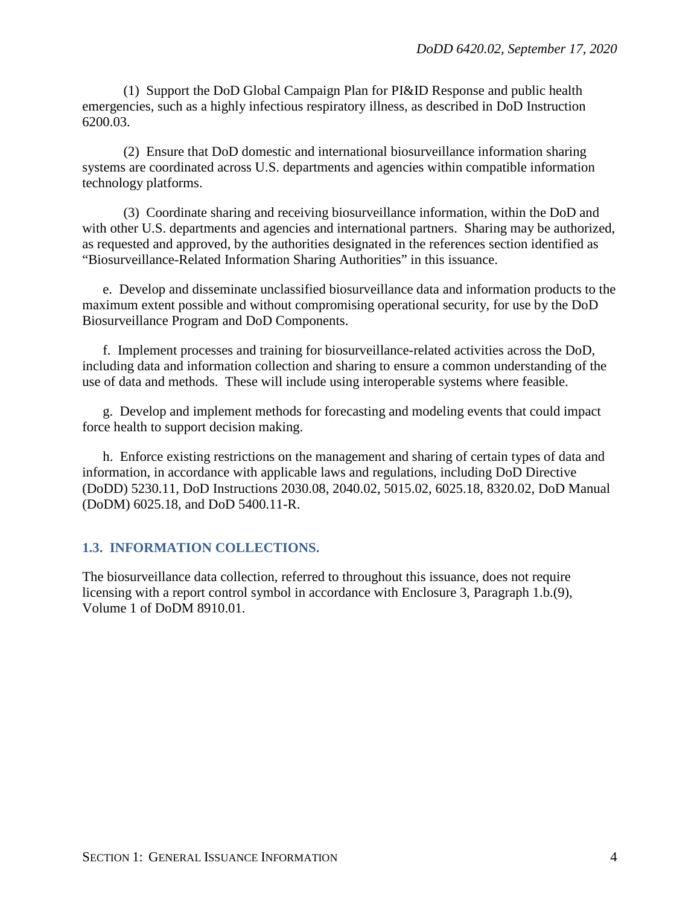(1) Support the DoD Global Campaign Plan for PI&ID Response and public health emergencies, such as a highly infectious respiratory illness, as described in DoD Instruction 6200.03.

(2) Ensure that DoD domestic and international biosurveillance information sharing systems are coordinated across U.S. departments and agencies within compatible information technology platforms.

(3) Coordinate sharing and receiving biosurveillance information, within the DoD and with other U.S. departments and agencies and international partners. Sharing may be authorized, as requested and approved, by the authorities designated in the references section identified as "Biosurveillance-Related Information Sharing Authorities" in this issuance.

e. Develop and disseminate unclassified biosurveillance data and information products to the maximum extent possible and without compromising operational security, for use by the DoD Biosurveillance Program and DoD Components.

f. Implement processes and training for biosurveillance-related activities across the DoD, including data and information collection and sharing to ensure a common understanding of the use of data and methods. These will include using interoperable systems where feasible.

g. Develop and implement methods for forecasting and modeling events that could impact force health to support decision making.

h. Enforce existing restrictions on the management and sharing of certain types of data and information, in accordance with applicable laws and regulations, including DoD Directive (DoDD) 5230.11, DoD Instructions 2030.08, 2040.02, 5015.02, 6025.18, 8320.02, DoD Manual (DoDM) 6025.18, and DoD 5400.11-R.

## 1.3. INFORMATION COLLECTIONS.

The biosurveillance data collection, referred to throughout this issuance, does not require licensing with a report control symbol in accordance with Enclosure 3, Paragraph 1.b.(9), Volume 1 of DoDM 8910.01.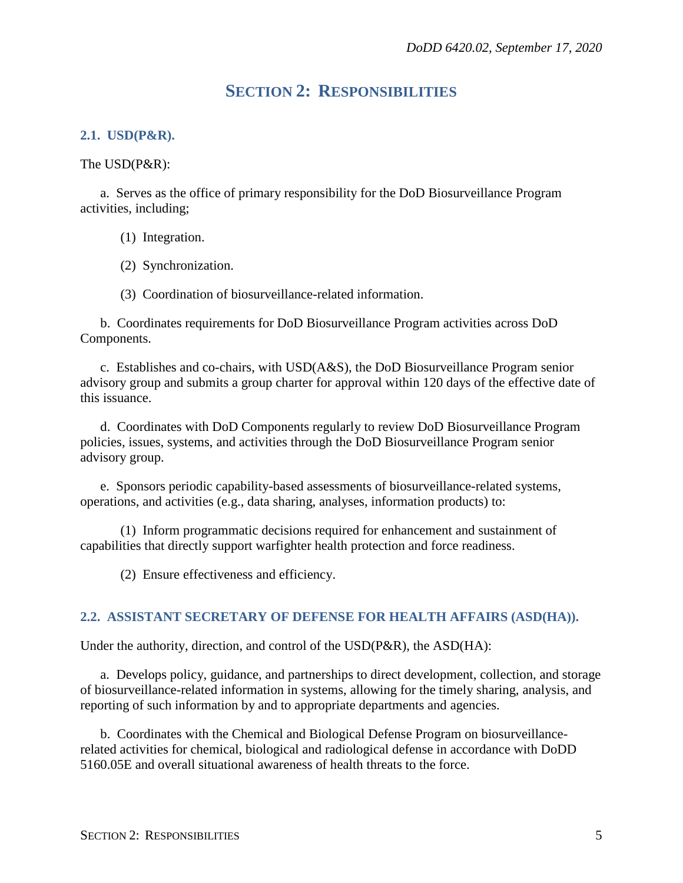# SECTION 2: RESPONSIBILITIES

## 2.1. USD(P&R).

The USD(P&R):

a. Serves as the office of primary responsibility for the DoD Biosurveillance Program activities, including;

(1) Integration.

(2) Synchronization.

(3) Coordination of biosurveillance-related information.

b. Coordinates requirements for DoD Biosurveillance Program activities across DoD Components.

c. Establishes and co-chairs, with USD(A&S), the DoD Biosurveillance Program senior advisory group and submits a group charter for approval within 120 days of the effective date of this issuance.

d. Coordinates with DoD Components regularly to review DoD Biosurveillance Program policies, issues, systems, and activities through the DoD Biosurveillance Program senior advisory group.

e. Sponsors periodic capability-based assessments of biosurveillance-related systems, operations, and activities (e.g., data sharing, analyses, information products) to:

(1) Inform programmatic decisions required for enhancement and sustainment of capabilities that directly support warfighter health protection and force readiness.

(2) Ensure effectiveness and efficiency.

## 2.2. ASSISTANT SECRETARY OF DEFENSE FOR HEALTH AFFAIRS (ASD(HA)).

Under the authority, direction, and control of the USD(P&R), the ASD(HA):

a. Develops policy, guidance, and partnerships to direct development, collection, and storage of biosurveillance-related information in systems, allowing for the timely sharing, analysis, and reporting of such information by and to appropriate departments and agencies.

b. Coordinates with the Chemical and Biological Defense Program on biosurveillance-related activities for chemical, biological and radiological defense in accordance with DoDD 5160.05E and overall situational awareness of health threats to the force.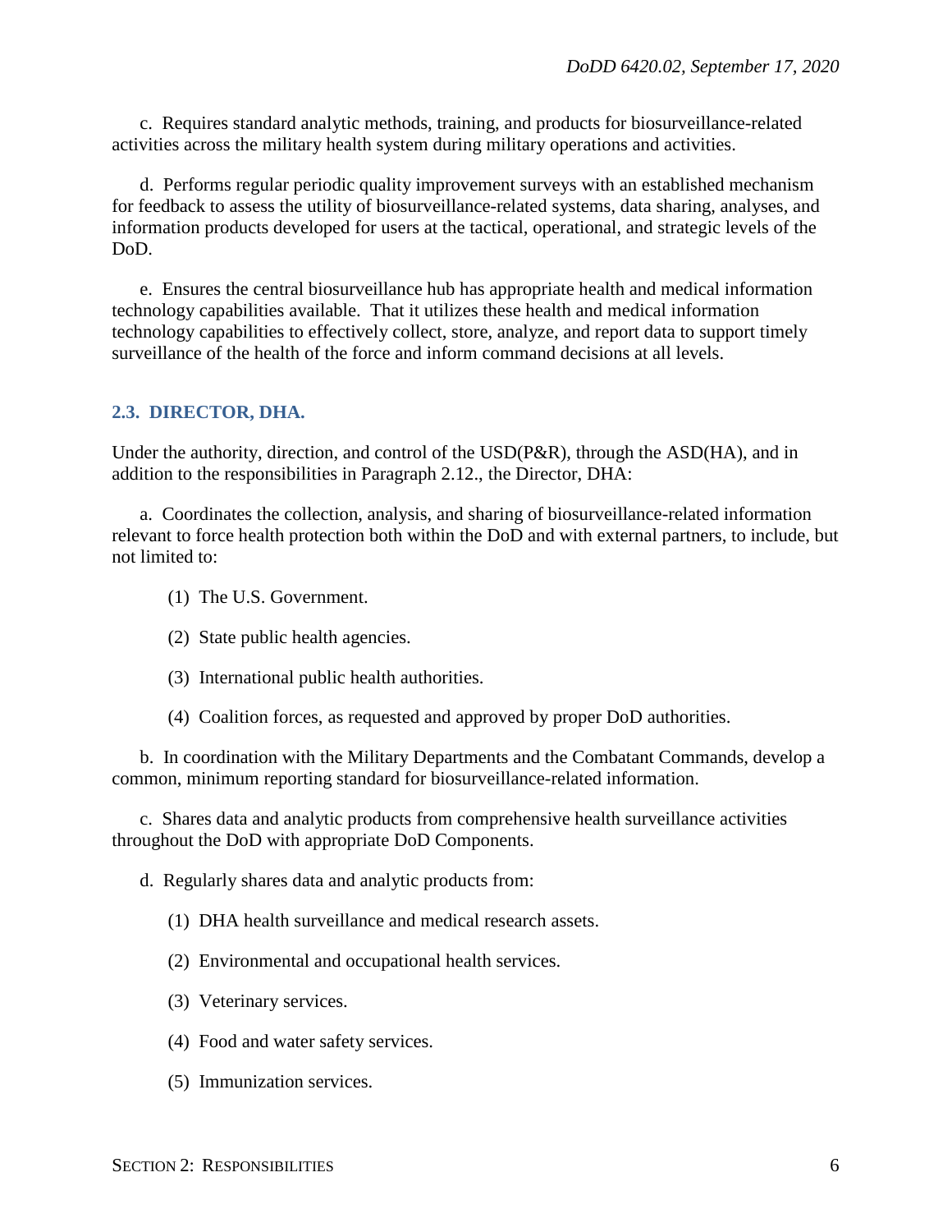c. Requires standard analytic methods, training, and products for biosurveillance-related activities across the military health system during military operations and activities.

d. Performs regular periodic quality improvement surveys with an established mechanism for feedback to assess the utility of biosurveillance-related systems, data sharing, analyses, and information products developed for users at the tactical, operational, and strategic levels of the DoD.

e. Ensures the central biosurveillance hub has appropriate health and medical information technology capabilities available. That it utilizes these health and medical information technology capabilities to effectively collect, store, analyze, and report data to support timely surveillance of the health of the force and inform command decisions at all levels.

### 2.3. DIRECTOR, DHA.

Under the authority, direction, and control of the USD(P&R), through the ASD(HA), and in addition to the responsibilities in Paragraph 2.12., the Director, DHA:

a. Coordinates the collection, analysis, and sharing of biosurveillance-related information relevant to force health protection both within the DoD and with external partners, to include, but not limited to:

(1) The U.S. Government.

(2) State public health agencies.

(3) International public health authorities.

(4) Coalition forces, as requested and approved by proper DoD authorities.

b. In coordination with the Military Departments and the Combatant Commands, develop a common, minimum reporting standard for biosurveillance-related information.

c. Shares data and analytic products from comprehensive health surveillance activities throughout the DoD with appropriate DoD Components.

d. Regularly shares data and analytic products from:

(1) DHA health surveillance and medical research assets.

(2) Environmental and occupational health services.

(3) Veterinary services.

(4) Food and water safety services.

(5) Immunization services.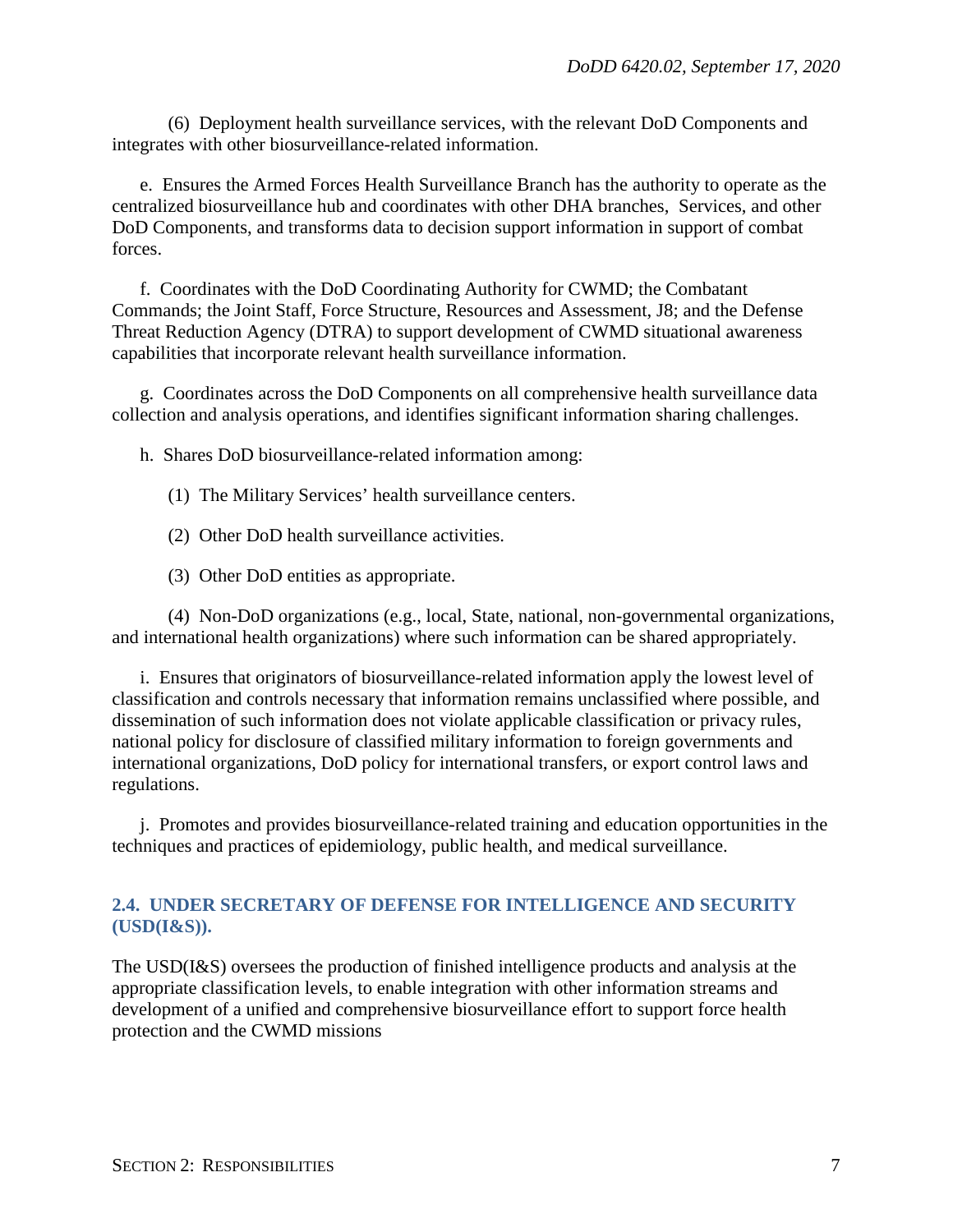(6) Deployment health surveillance services, with the relevant DoD Components and integrates with other biosurveillance-related information.

e. Ensures the Armed Forces Health Surveillance Branch has the authority to operate as the centralized biosurveillance hub and coordinates with other DHA branches, Services, and other DoD Components, and transforms data to decision support information in support of combat forces.

f. Coordinates with the DoD Coordinating Authority for CWMD; the Combatant Commands; the Joint Staff, Force Structure, Resources and Assessment, J8; and the Defense Threat Reduction Agency (DTRA) to support development of CWMD situational awareness capabilities that incorporate relevant health surveillance information.

g. Coordinates across the DoD Components on all comprehensive health surveillance data collection and analysis operations, and identifies significant information sharing challenges.

h. Shares DoD biosurveillance-related information among:

(1) The Military Services' health surveillance centers.

(2) Other DoD health surveillance activities.

(3) Other DoD entities as appropriate.

(4) Non-DoD organizations (e.g., local, State, national, non-governmental organizations, and international health organizations) where such information can be shared appropriately.

i. Ensures that originators of biosurveillance-related information apply the lowest level of classification and controls necessary that information remains unclassified where possible, and dissemination of such information does not violate applicable classification or privacy rules, national policy for disclosure of classified military information to foreign governments and international organizations, DoD policy for international transfers, or export control laws and regulations.

j. Promotes and provides biosurveillance-related training and education opportunities in the techniques and practices of epidemiology, public health, and medical surveillance.

## 2.4. UNDER SECRETARY OF DEFENSE FOR INTELLIGENCE AND SECURITY (USD(I&S)).

The USD(I&S) oversees the production of finished intelligence products and analysis at the appropriate classification levels, to enable integration with other information streams and development of a unified and comprehensive biosurveillance effort to support force health protection and the CWMD missions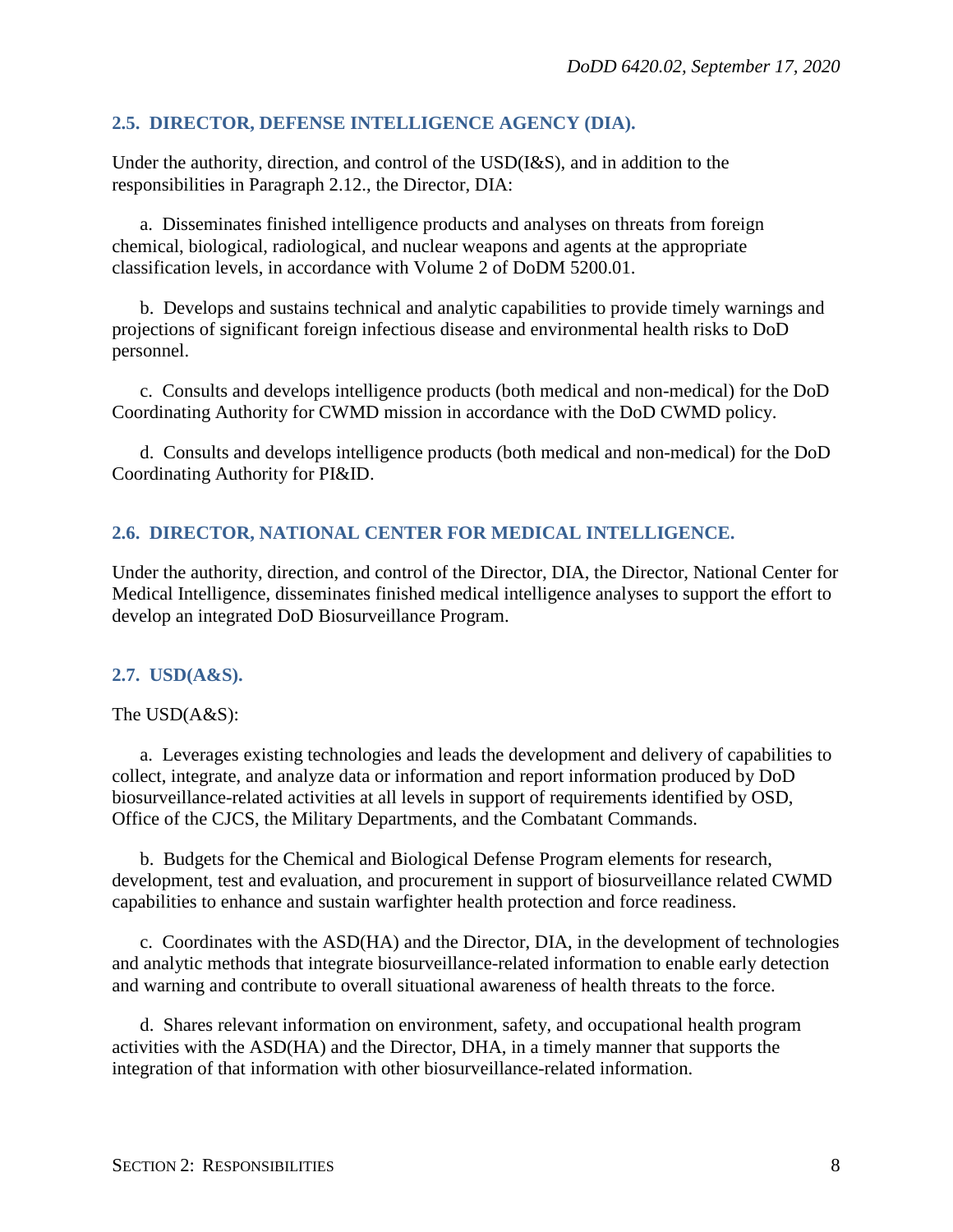### 2.5. DIRECTOR, DEFENSE INTELLIGENCE AGENCY (DIA).

Under the authority, direction, and control of the USD(I&S), and in addition to the responsibilities in Paragraph 2.12., the Director, DIA:

a. Disseminates finished intelligence products and analyses on threats from foreign chemical, biological, radiological, and nuclear weapons and agents at the appropriate classification levels, in accordance with Volume 2 of DoDM 5200.01.

b. Develops and sustains technical and analytic capabilities to provide timely warnings and projections of significant foreign infectious disease and environmental health risks to DoD personnel.

c. Consults and develops intelligence products (both medical and non-medical) for the DoD Coordinating Authority for CWMD mission in accordance with the DoD CWMD policy.

d. Consults and develops intelligence products (both medical and non-medical) for the DoD Coordinating Authority for PI&ID.

### 2.6. DIRECTOR, NATIONAL CENTER FOR MEDICAL INTELLIGENCE.

Under the authority, direction, and control of the Director, DIA, the Director, National Center for Medical Intelligence, disseminates finished medical intelligence analyses to support the effort to develop an integrated DoD Biosurveillance Program.

### 2.7. USD(A&S).

The USD(A&S):

a. Leverages existing technologies and leads the development and delivery of capabilities to collect, integrate, and analyze data or information and report information produced by DoD biosurveillance-related activities at all levels in support of requirements identified by OSD, Office of the CJCS, the Military Departments, and the Combatant Commands.

b. Budgets for the Chemical and Biological Defense Program elements for research, development, test and evaluation, and procurement in support of biosurveillance related CWMD capabilities to enhance and sustain warfighter health protection and force readiness.

c. Coordinates with the ASD(HA) and the Director, DIA, in the development of technologies and analytic methods that integrate biosurveillance-related information to enable early detection and warning and contribute to overall situational awareness of health threats to the force.

d. Shares relevant information on environment, safety, and occupational health program activities with the ASD(HA) and the Director, DHA, in a timely manner that supports the integration of that information with other biosurveillance-related information.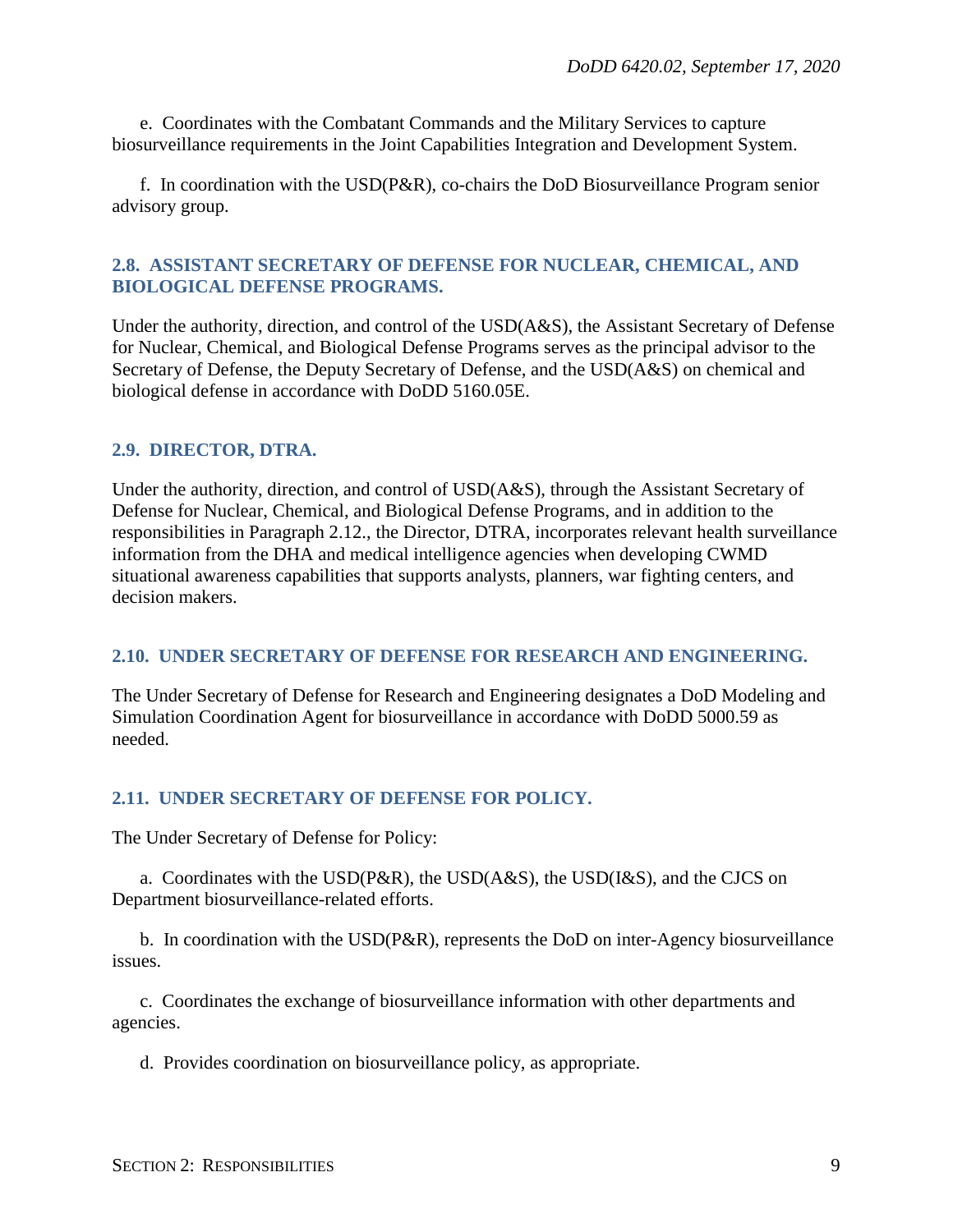e. Coordinates with the Combatant Commands and the Military Services to capture biosurveillance requirements in the Joint Capabilities Integration and Development System.

f. In coordination with the USD(P&R), co-chairs the DoD Biosurveillance Program senior advisory group.

## 2.8. ASSISTANT SECRETARY OF DEFENSE FOR NUCLEAR, CHEMICAL, AND BIOLOGICAL DEFENSE PROGRAMS.

Under the authority, direction, and control of the USD(A&S), the Assistant Secretary of Defense for Nuclear, Chemical, and Biological Defense Programs serves as the principal advisor to the Secretary of Defense, the Deputy Secretary of Defense, and the USD(A&S) on chemical and biological defense in accordance with DoDD 5160.05E.

## 2.9. DIRECTOR, DTRA.

Under the authority, direction, and control of USD(A&S), through the Assistant Secretary of Defense for Nuclear, Chemical, and Biological Defense Programs, and in addition to the responsibilities in Paragraph 2.12., the Director, DTRA, incorporates relevant health surveillance information from the DHA and medical intelligence agencies when developing CWMD situational awareness capabilities that supports analysts, planners, war fighting centers, and decision makers.

## 2.10. UNDER SECRETARY OF DEFENSE FOR RESEARCH AND ENGINEERING.

The Under Secretary of Defense for Research and Engineering designates a DoD Modeling and Simulation Coordination Agent for biosurveillance in accordance with DoDD 5000.59 as needed.

## 2.11. UNDER SECRETARY OF DEFENSE FOR POLICY.

The Under Secretary of Defense for Policy:

a. Coordinates with the USD(P&R), the USD(A&S), the USD(I&S), and the CJCS on Department biosurveillance-related efforts.

b. In coordination with the USD(P&R), represents the DoD on inter-Agency biosurveillance issues.

c. Coordinates the exchange of biosurveillance information with other departments and agencies.

d. Provides coordination on biosurveillance policy, as appropriate.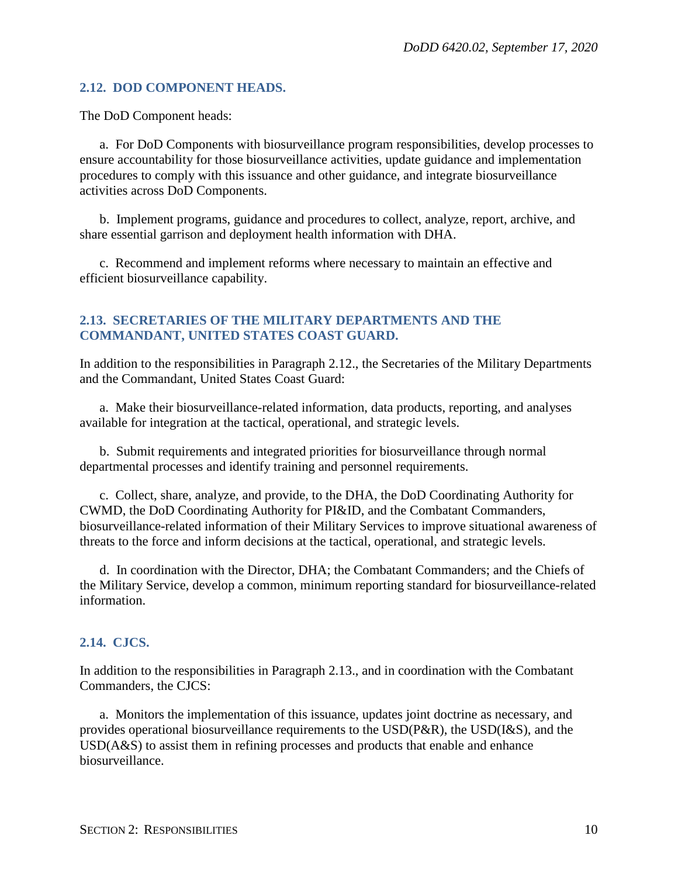## 2.12. DOD COMPONENT HEADS.

The DoD Component heads:

a. For DoD Components with biosurveillance program responsibilities, develop processes to ensure accountability for those biosurveillance activities, update guidance and implementation procedures to comply with this issuance and other guidance, and integrate biosurveillance activities across DoD Components.

b. Implement programs, guidance and procedures to collect, analyze, report, archive, and share essential garrison and deployment health information with DHA.

c. Recommend and implement reforms where necessary to maintain an effective and efficient biosurveillance capability.

## 2.13. SECRETARIES OF THE MILITARY DEPARTMENTS AND THE COMMANDANT, UNITED STATES COAST GUARD.

In addition to the responsibilities in Paragraph 2.12., the Secretaries of the Military Departments and the Commandant, United States Coast Guard:

a. Make their biosurveillance-related information, data products, reporting, and analyses available for integration at the tactical, operational, and strategic levels.

b. Submit requirements and integrated priorities for biosurveillance through normal departmental processes and identify training and personnel requirements.

c. Collect, share, analyze, and provide, to the DHA, the DoD Coordinating Authority for CWMD, the DoD Coordinating Authority for PI&ID, and the Combatant Commanders, biosurveillance-related information of their Military Services to improve situational awareness of threats to the force and inform decisions at the tactical, operational, and strategic levels.

d. In coordination with the Director, DHA; the Combatant Commanders; and the Chiefs of the Military Service, develop a common, minimum reporting standard for biosurveillance-related information.

## 2.14. CJCS.

In addition to the responsibilities in Paragraph 2.13., and in coordination with the Combatant Commanders, the CJCS:

a. Monitors the implementation of this issuance, updates joint doctrine as necessary, and provides operational biosurveillance requirements to the USD(P&R), the USD(I&S), and the USD(A&S) to assist them in refining processes and products that enable and enhance biosurveillance.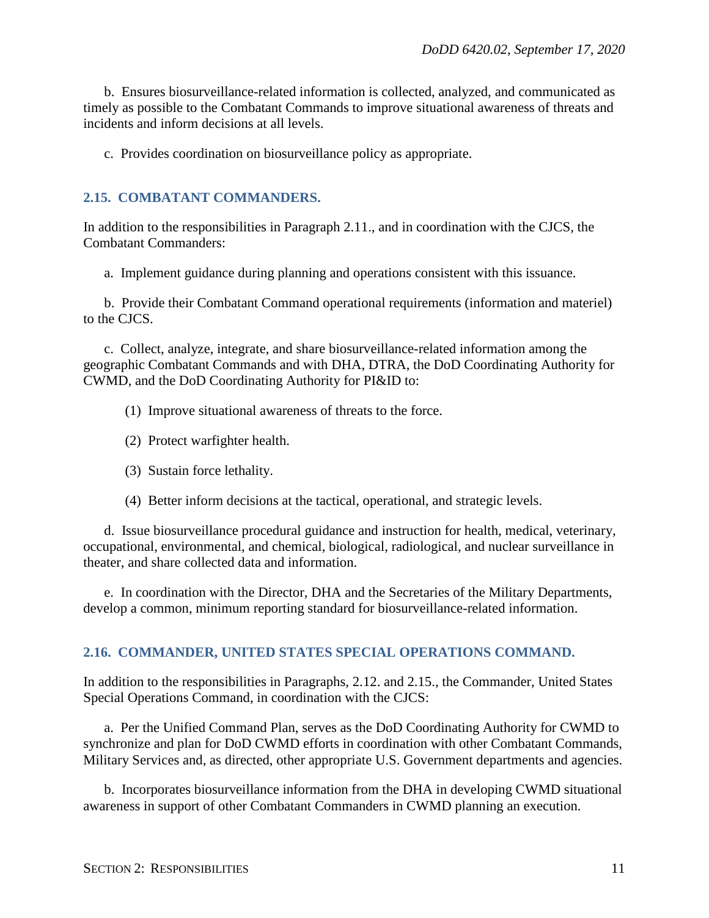b. Ensures biosurveillance-related information is collected, analyzed, and communicated as timely as possible to the Combatant Commands to improve situational awareness of threats and incidents and inform decisions at all levels.

c. Provides coordination on biosurveillance policy as appropriate.

## 2.15. COMBATANT COMMANDERS.

In addition to the responsibilities in Paragraph 2.11., and in coordination with the CJCS, the Combatant Commanders:

a. Implement guidance during planning and operations consistent with this issuance.

b. Provide their Combatant Command operational requirements (information and materiel) to the CJCS.

c. Collect, analyze, integrate, and share biosurveillance-related information among the geographic Combatant Commands and with DHA, DTRA, the DoD Coordinating Authority for CWMD, and the DoD Coordinating Authority for PI&ID to:

(1) Improve situational awareness of threats to the force.

(2) Protect warfighter health.

(3) Sustain force lethality.

(4) Better inform decisions at the tactical, operational, and strategic levels.

d. Issue biosurveillance procedural guidance and instruction for health, medical, veterinary, occupational, environmental, and chemical, biological, radiological, and nuclear surveillance in theater, and share collected data and information.

e. In coordination with the Director, DHA and the Secretaries of the Military Departments, develop a common, minimum reporting standard for biosurveillance-related information.

## 2.16. COMMANDER, UNITED STATES SPECIAL OPERATIONS COMMAND.

In addition to the responsibilities in Paragraphs, 2.12. and 2.15., the Commander, United States Special Operations Command, in coordination with the CJCS:

a. Per the Unified Command Plan, serves as the DoD Coordinating Authority for CWMD to synchronize and plan for DoD CWMD efforts in coordination with other Combatant Commands, Military Services and, as directed, other appropriate U.S. Government departments and agencies.

b. Incorporates biosurveillance information from the DHA in developing CWMD situational awareness in support of other Combatant Commanders in CWMD planning an execution.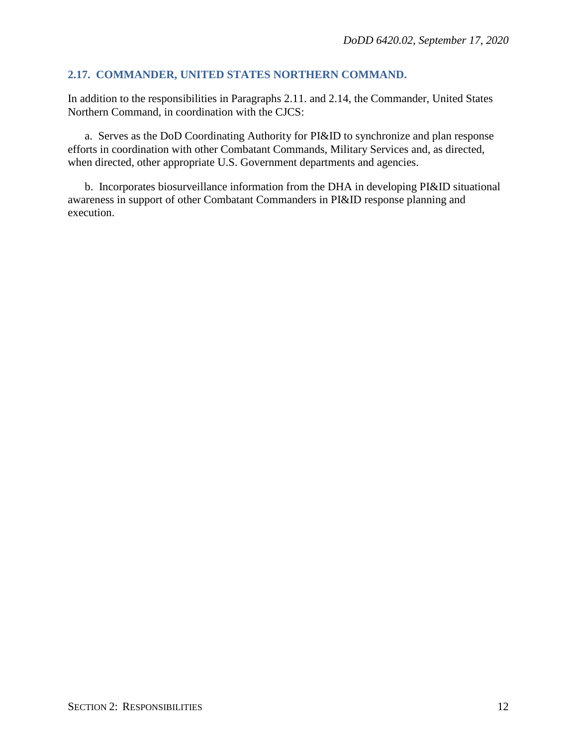### 2.17. COMMANDER, UNITED STATES NORTHERN COMMAND.

In addition to the responsibilities in Paragraphs 2.11. and 2.14, the Commander, United States Northern Command, in coordination with the CJCS:

a. Serves as the DoD Coordinating Authority for PI&ID to synchronize and plan response efforts in coordination with other Combatant Commands, Military Services and, as directed, when directed, other appropriate U.S. Government departments and agencies.

b. Incorporates biosurveillance information from the DHA in developing PI&ID situational awareness in support of other Combatant Commanders in PI&ID response planning and execution.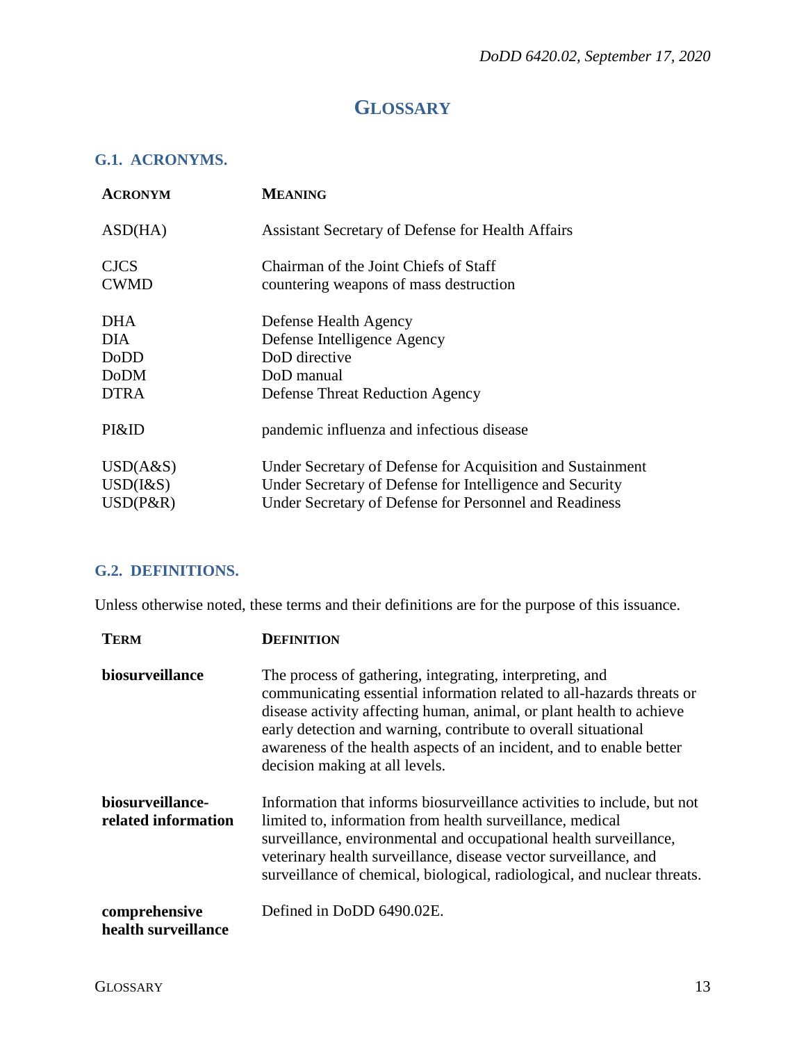# GLOSSARY

## G.1. ACRONYMS.

| ACRONYM | MEANING |
|---|---|
| ASD(HA) | Assistant Secretary of Defense for Health Affairs |
| CJCS | Chairman of the Joint Chiefs of Staff |
| CWMD | countering weapons of mass destruction |
| DHA | Defense Health Agency |
| DIA | Defense Intelligence Agency |
| DoDD | DoD directive |
| DoDM | DoD manual |
| DTRA | Defense Threat Reduction Agency |
| PI&ID | pandemic influenza and infectious disease |
| USD(A&S) | Under Secretary of Defense for Acquisition and Sustainment |
| USD(I&S) | Under Secretary of Defense for Intelligence and Security |
| USD(P&R) | Under Secretary of Defense for Personnel and Readiness |

## G.2. DEFINITIONS.

Unless otherwise noted, these terms and their definitions are for the purpose of this issuance.

| TERM | DEFINITION |
|---|---|
| **biosurveillance** | The process of gathering, integrating, interpreting, and communicating essential information related to all-hazards threats or disease activity affecting human, animal, or plant health to achieve early detection and warning, contribute to overall situational awareness of the health aspects of an incident, and to enable better decision making at all levels. |
| **biosurveillance-related information** | Information that informs biosurveillance activities to include, but not limited to, information from health surveillance, medical surveillance, environmental and occupational health surveillance, veterinary health surveillance, disease vector surveillance, and surveillance of chemical, biological, radiological, and nuclear threats. |
| **comprehensive health surveillance** | Defined in DoDD 6490.02E. |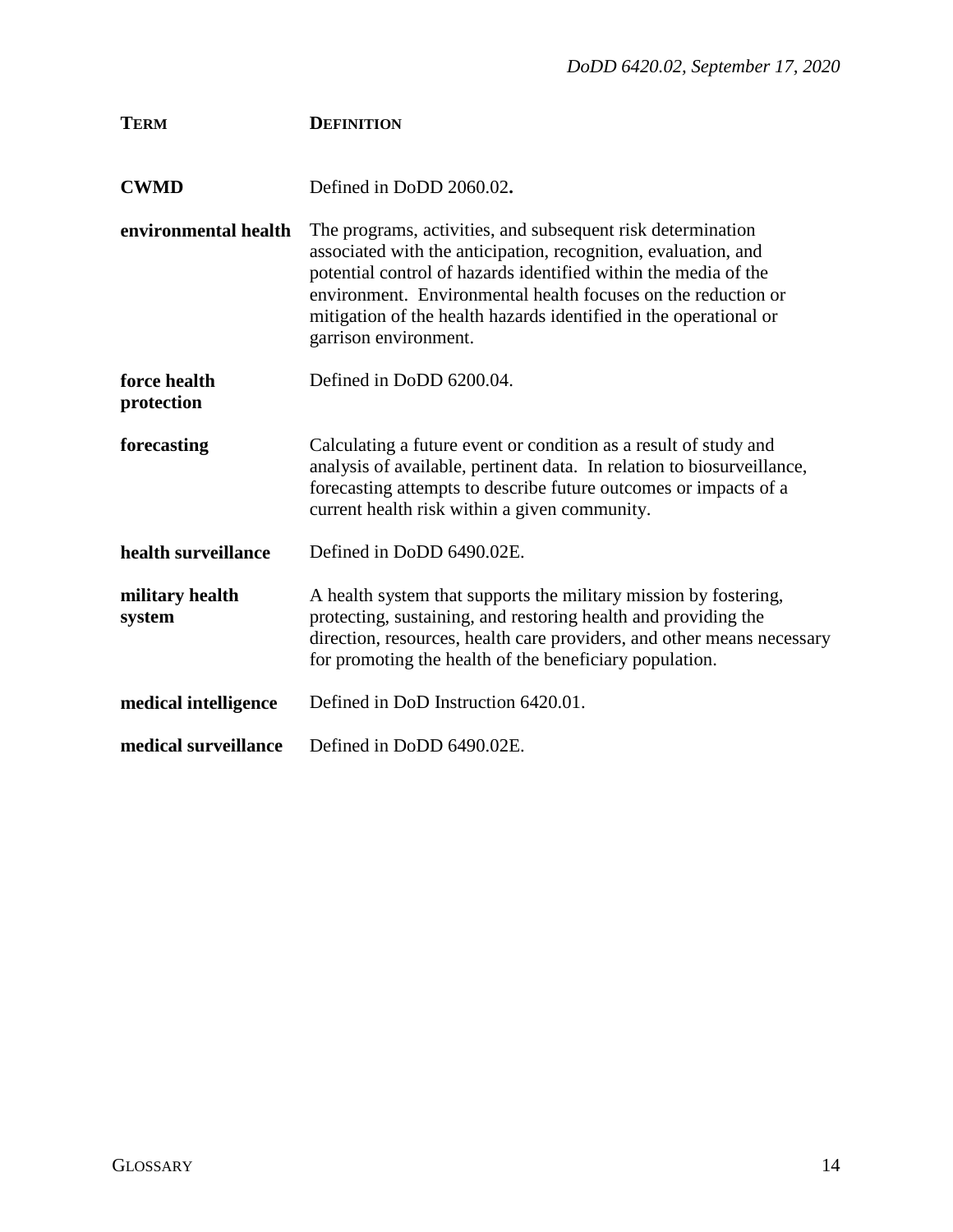| TERM | DEFINITION |
|---|---|
| **CWMD** | Defined in DoDD 2060.02**.** |
| **environmental health** | The programs, activities, and subsequent risk determination associated with the anticipation, recognition, evaluation, and potential control of hazards identified within the media of the environment. Environmental health focuses on the reduction or mitigation of the health hazards identified in the operational or garrison environment. |
| **force health protection** | Defined in DoDD 6200.04. |
| **forecasting** | Calculating a future event or condition as a result of study and analysis of available, pertinent data. In relation to biosurveillance, forecasting attempts to describe future outcomes or impacts of a current health risk within a given community. |
| **health surveillance** | Defined in DoDD 6490.02E. |
| **military health system** | A health system that supports the military mission by fostering, protecting, sustaining, and restoring health and providing the direction, resources, health care providers, and other means necessary for promoting the health of the beneficiary population. |
| **medical intelligence** | Defined in DoD Instruction 6420.01. |
| **medical surveillance** | Defined in DoDD 6490.02E. |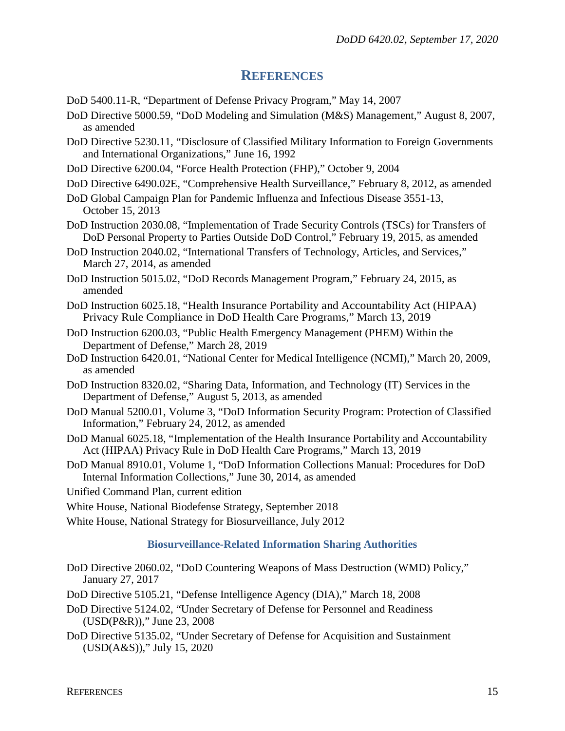## REFERENCES

DoD 5400.11-R, "Department of Defense Privacy Program," May 14, 2007

DoD Directive 5000.59, "DoD Modeling and Simulation (M&S) Management," August 8, 2007, as amended

DoD Directive 5230.11, "Disclosure of Classified Military Information to Foreign Governments and International Organizations," June 16, 1992

DoD Directive 6200.04, "Force Health Protection (FHP)," October 9, 2004

DoD Directive 6490.02E, "Comprehensive Health Surveillance," February 8, 2012, as amended

DoD Global Campaign Plan for Pandemic Influenza and Infectious Disease 3551-13, October 15, 2013

DoD Instruction 2030.08, "Implementation of Trade Security Controls (TSCs) for Transfers of DoD Personal Property to Parties Outside DoD Control," February 19, 2015, as amended

DoD Instruction 2040.02, "International Transfers of Technology, Articles, and Services," March 27, 2014, as amended

DoD Instruction 5015.02, "DoD Records Management Program," February 24, 2015, as amended

DoD Instruction 6025.18, "Health Insurance Portability and Accountability Act (HIPAA) Privacy Rule Compliance in DoD Health Care Programs," March 13, 2019

DoD Instruction 6200.03, "Public Health Emergency Management (PHEM) Within the Department of Defense," March 28, 2019

DoD Instruction 6420.01, "National Center for Medical Intelligence (NCMI)," March 20, 2009, as amended

DoD Instruction 8320.02, "Sharing Data, Information, and Technology (IT) Services in the Department of Defense," August 5, 2013, as amended

DoD Manual 5200.01, Volume 3, "DoD Information Security Program: Protection of Classified Information," February 24, 2012, as amended

DoD Manual 6025.18, "Implementation of the Health Insurance Portability and Accountability Act (HIPAA) Privacy Rule in DoD Health Care Programs," March 13, 2019

DoD Manual 8910.01, Volume 1, "DoD Information Collections Manual: Procedures for DoD Internal Information Collections," June 30, 2014, as amended

Unified Command Plan, current edition

White House, National Biodefense Strategy, September 2018

White House, National Strategy for Biosurveillance, July 2012

### Biosurveillance-Related Information Sharing Authorities

DoD Directive 2060.02, "DoD Countering Weapons of Mass Destruction (WMD) Policy," January 27, 2017

DoD Directive 5105.21, "Defense Intelligence Agency (DIA)," March 18, 2008

DoD Directive 5124.02, "Under Secretary of Defense for Personnel and Readiness (USD(P&R))," June 23, 2008

DoD Directive 5135.02, "Under Secretary of Defense for Acquisition and Sustainment (USD(A&S))," July 15, 2020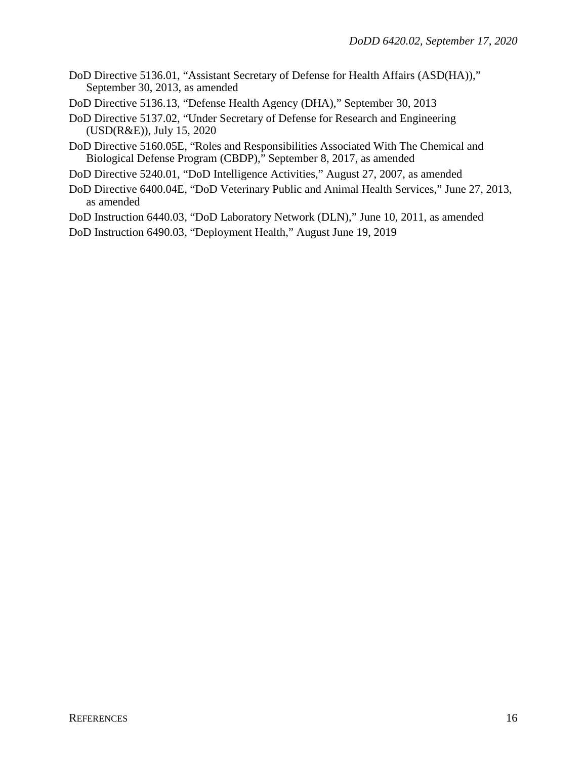DoD Directive 5136.01, "Assistant Secretary of Defense for Health Affairs (ASD(HA))," September 30, 2013, as amended

DoD Directive 5136.13, "Defense Health Agency (DHA)," September 30, 2013

DoD Directive 5137.02, "Under Secretary of Defense for Research and Engineering (USD(R&E)), July 15, 2020

DoD Directive 5160.05E, "Roles and Responsibilities Associated With The Chemical and Biological Defense Program (CBDP)," September 8, 2017, as amended

DoD Directive 5240.01, "DoD Intelligence Activities," August 27, 2007, as amended

DoD Directive 6400.04E, "DoD Veterinary Public and Animal Health Services," June 27, 2013, as amended

DoD Instruction 6440.03, "DoD Laboratory Network (DLN)," June 10, 2011, as amended

DoD Instruction 6490.03, "Deployment Health," August June 19, 2019